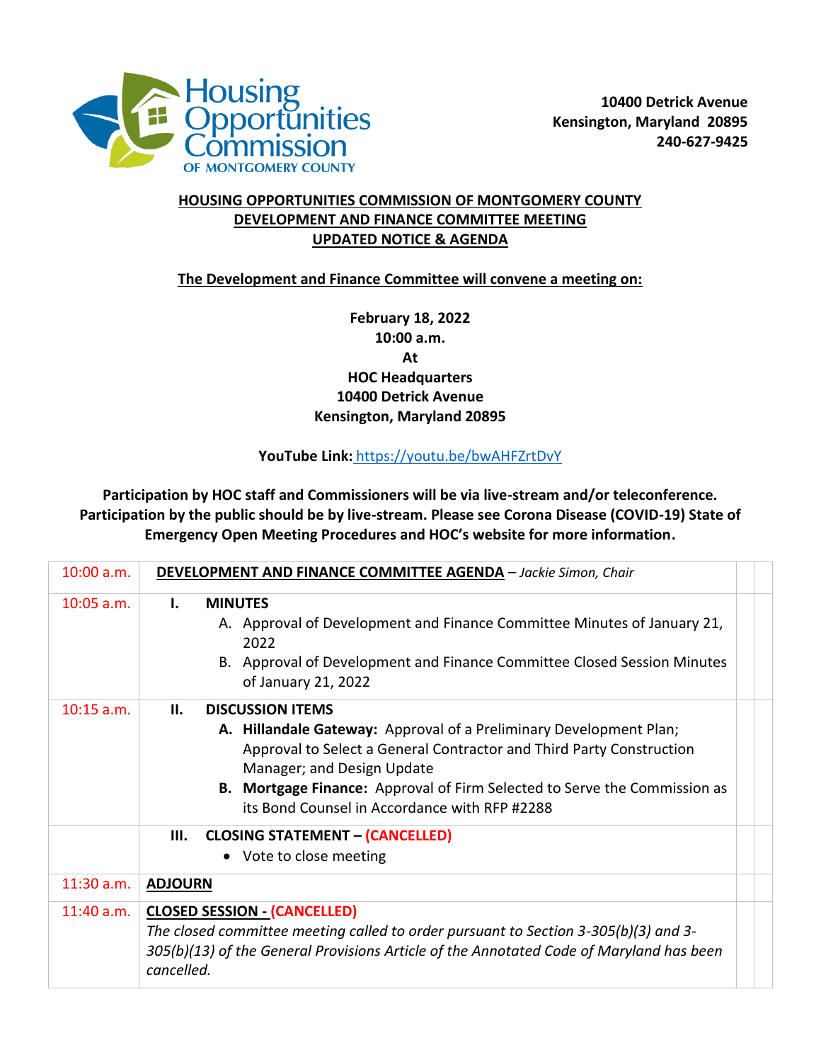Housing Opportunities Commission OF MONTGOMERY COUNTY

**10400 Detrick Avenue**
**Kensington, Maryland 20895**
**240-627-9425**

**HOUSING OPPORTUNITIES COMMISSION OF MONTGOMERY COUNTY**
**DEVELOPMENT AND FINANCE COMMITTEE MEETING**
**UPDATED NOTICE & AGENDA**

**The Development and Finance Committee will convene a meeting on:**

**February 18, 2022**
**10:00 a.m.**
**At**
**HOC Headquarters**
**10400 Detrick Avenue**
**Kensington, Maryland 20895**

**YouTube Link:** https://youtu.be/bwAHFZrtDvY

**Participation by HOC staff and Commissioners will be via live-stream and/or teleconference. Participation by the public should be by live-stream. Please see Corona Disease (COVID-19) State of Emergency Open Meeting Procedures and HOC's website for more information.**

| Time | Item |
|---|---|
| 10:00 a.m. | **DEVELOPMENT AND FINANCE COMMITTEE AGENDA** – *Jackie Simon, Chair* |
| 10:05 a.m. | **I. MINUTES**<br>A. Approval of Development and Finance Committee Minutes of January 21, 2022<br>B. Approval of Development and Finance Committee Closed Session Minutes of January 21, 2022 |
| 10:15 a.m. | **II. DISCUSSION ITEMS**<br>**A. Hillandale Gateway:** Approval of a Preliminary Development Plan; Approval to Select a General Contractor and Third Party Construction Manager; and Design Update<br>**B. Mortgage Finance:** Approval of Firm Selected to Serve the Commission as its Bond Counsel in Accordance with RFP #2288 |
| | **III. CLOSING STATEMENT – (CANCELLED)**<br>• Vote to close meeting |
| 11:30 a.m. | **ADJOURN** |
| 11:40 a.m. | **CLOSED SESSION - (CANCELLED)**<br>*The closed committee meeting called to order pursuant to Section 3-305(b)(3) and 3-305(b)(13) of the General Provisions Article of the Annotated Code of Maryland has been cancelled.* |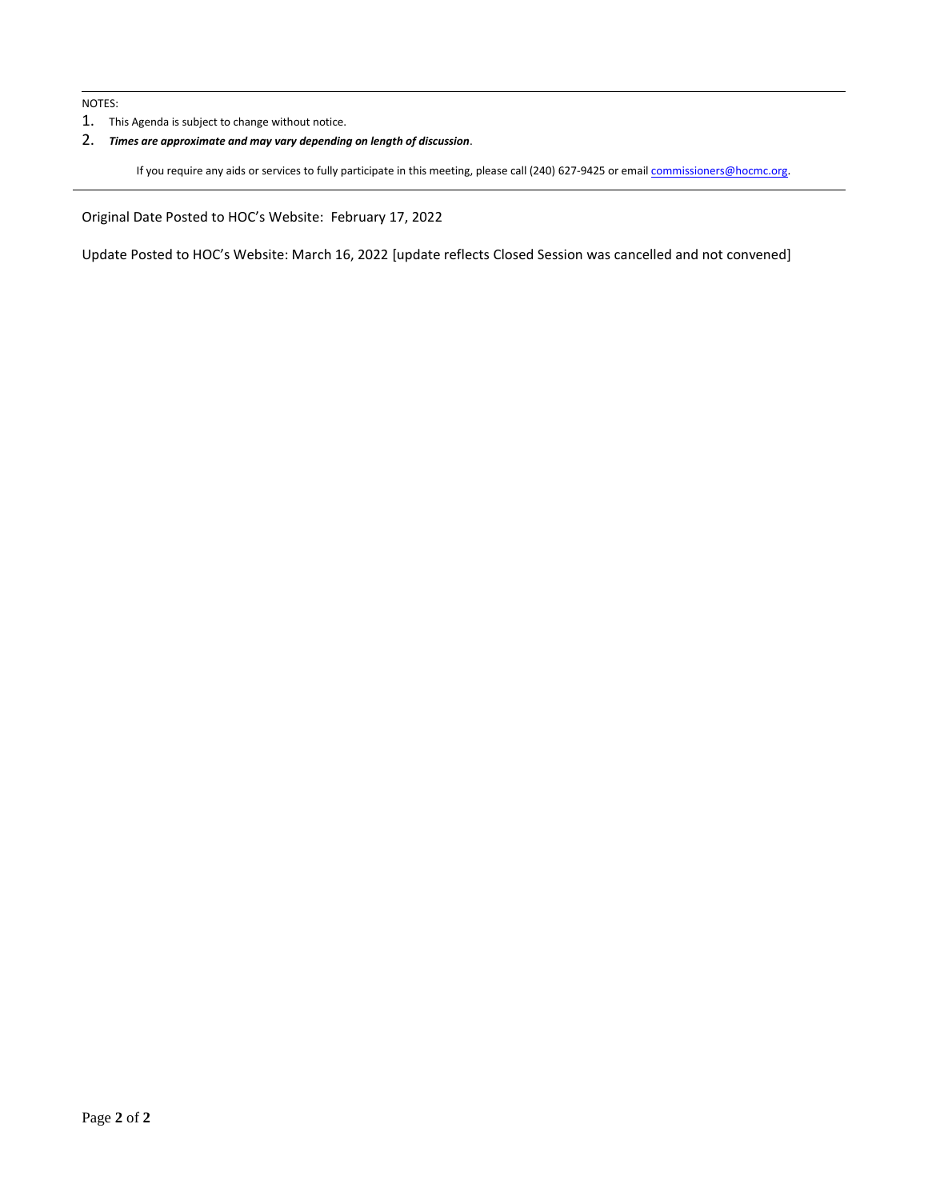NOTES:

1. This Agenda is subject to change without notice.
2. ***Times are approximate and may vary depending on length of discussion***.

If you require any aids or services to fully participate in this meeting, please call (240) 627-9425 or email commissioners@hocmc.org.

---

Original Date Posted to HOC's Website: February 17, 2022

Update Posted to HOC's Website: March 16, 2022 [update reflects Closed Session was cancelled and not convened]